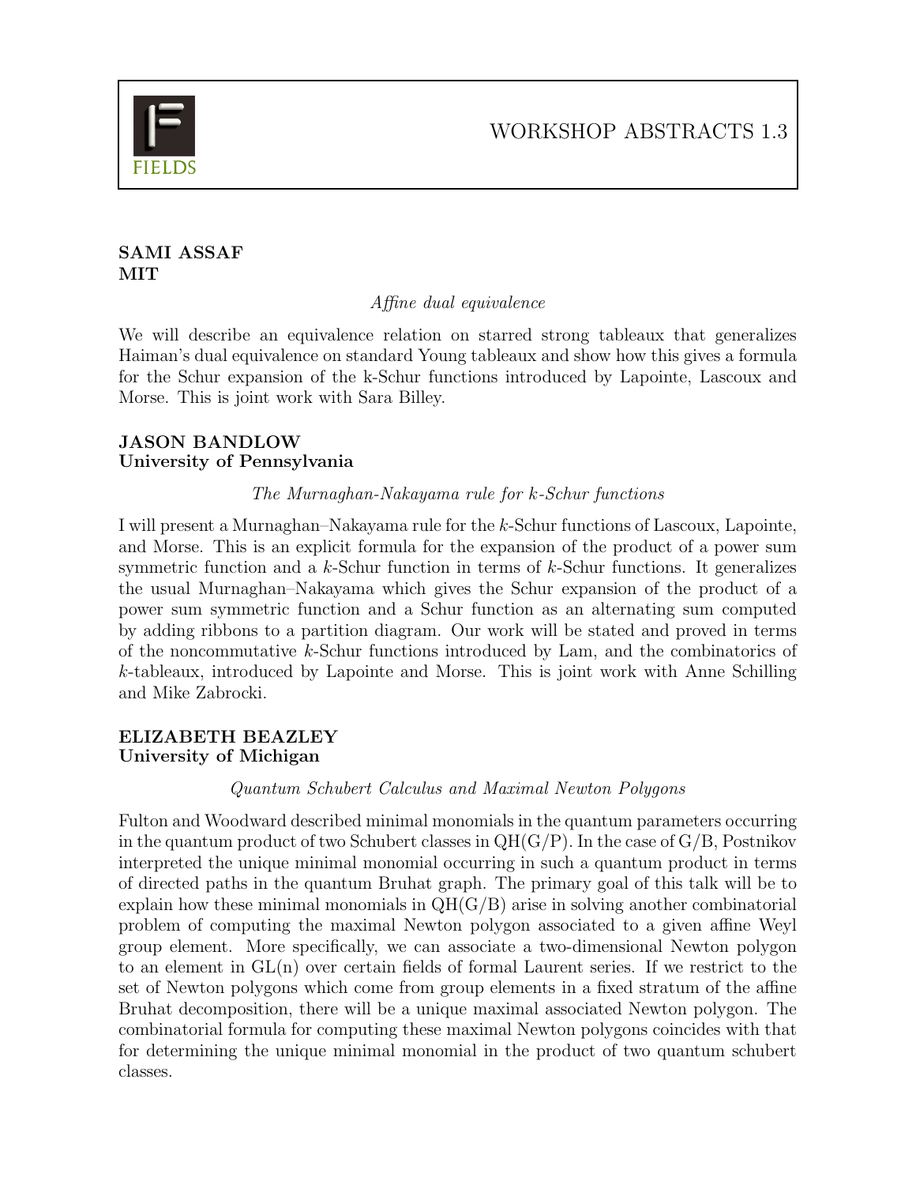# WORKSHOP ABSTRACTS 1.3

**SAMI ASSAF**
**MIT**

*Affine dual equivalence*

We will describe an equivalence relation on starred strong tableaux that generalizes Haiman's dual equivalence on standard Young tableaux and show how this gives a formula for the Schur expansion of the k-Schur functions introduced by Lapointe, Lascoux and Morse. This is joint work with Sara Billey.

**JASON BANDLOW**
**University of Pennsylvania**

*The Murnaghan-Nakayama rule for k-Schur functions*

I will present a Murnaghan–Nakayama rule for the $k$-Schur functions of Lascoux, Lapointe, and Morse. This is an explicit formula for the expansion of the product of a power sum symmetric function and a $k$-Schur function in terms of $k$-Schur functions. It generalizes the usual Murnaghan–Nakayama which gives the Schur expansion of the product of a power sum symmetric function and a Schur function as an alternating sum computed by adding ribbons to a partition diagram. Our work will be stated and proved in terms of the noncommutative $k$-Schur functions introduced by Lam, and the combinatorics of $k$-tableaux, introduced by Lapointe and Morse. This is joint work with Anne Schilling and Mike Zabrocki.

**ELIZABETH BEAZLEY**
**University of Michigan**

*Quantum Schubert Calculus and Maximal Newton Polygons*

Fulton and Woodward described minimal monomials in the quantum parameters occurring in the quantum product of two Schubert classes in QH(G/P). In the case of G/B, Postnikov interpreted the unique minimal monomial occurring in such a quantum product in terms of directed paths in the quantum Bruhat graph. The primary goal of this talk will be to explain how these minimal monomials in QH(G/B) arise in solving another combinatorial problem of computing the maximal Newton polygon associated to a given affine Weyl group element. More specifically, we can associate a two-dimensional Newton polygon to an element in GL(n) over certain fields of formal Laurent series. If we restrict to the set of Newton polygons which come from group elements in a fixed stratum of the affine Bruhat decomposition, there will be a unique maximal associated Newton polygon. The combinatorial formula for computing these maximal Newton polygons coincides with that for determining the unique minimal monomial in the product of two quantum schubert classes.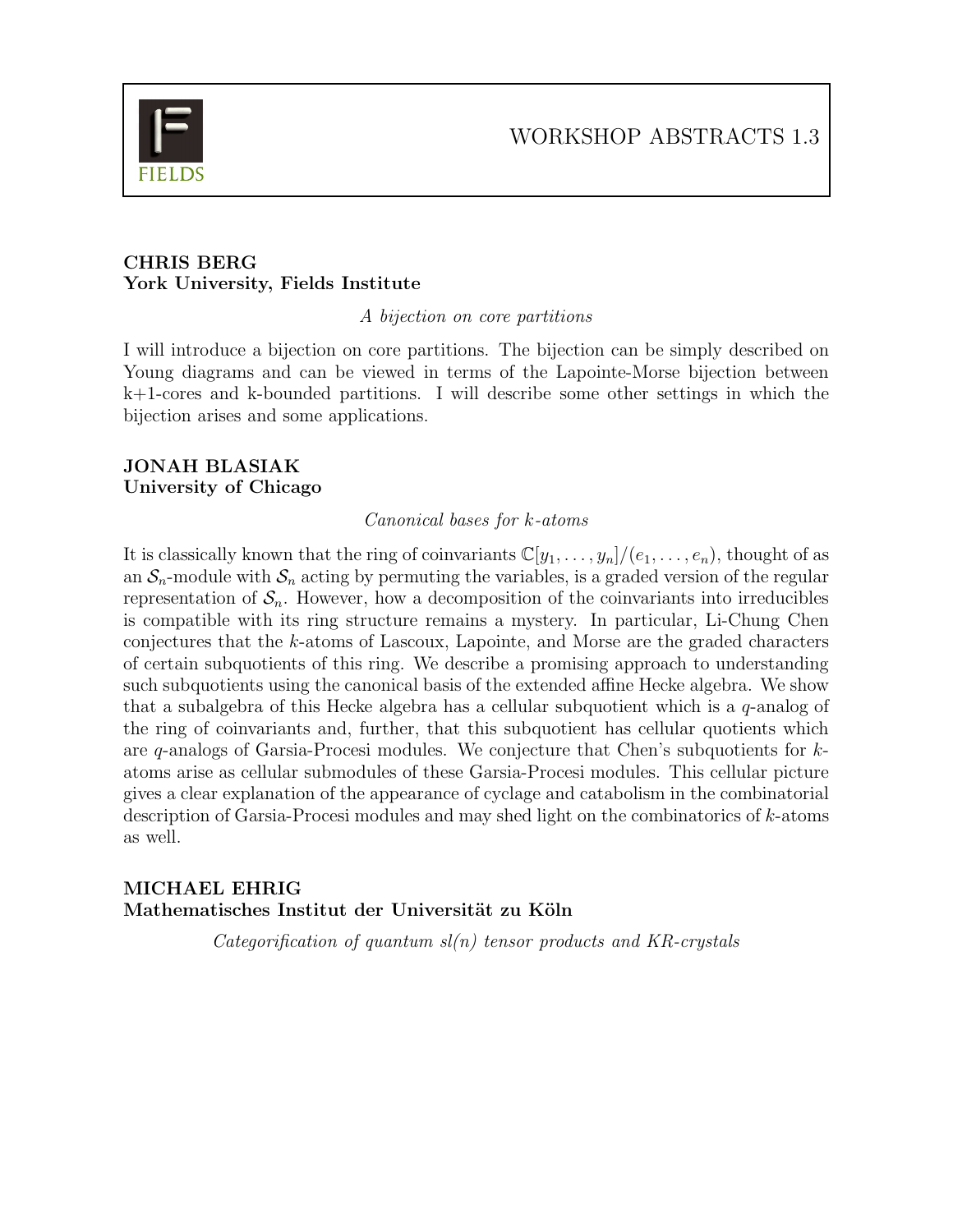**CHRIS BERG**
**York University, Fields Institute**

*A bijection on core partitions*

I will introduce a bijection on core partitions. The bijection can be simply described on Young diagrams and can be viewed in terms of the Lapointe-Morse bijection between k+1-cores and k-bounded partitions. I will describe some other settings in which the bijection arises and some applications.

**JONAH BLASIAK**
**University of Chicago**

*Canonical bases for $k$-atoms*

It is classically known that the ring of coinvariants $\mathbb{C}[y_1, \ldots, y_n]/(e_1, \ldots, e_n)$, thought of as an $\mathcal{S}_n$-module with $\mathcal{S}_n$ acting by permuting the variables, is a graded version of the regular representation of $\mathcal{S}_n$. However, how a decomposition of the coinvariants into irreducibles is compatible with its ring structure remains a mystery. In particular, Li-Chung Chen conjectures that the $k$-atoms of Lascoux, Lapointe, and Morse are the graded characters of certain subquotients of this ring. We describe a promising approach to understanding such subquotients using the canonical basis of the extended affine Hecke algebra. We show that a subalgebra of this Hecke algebra has a cellular subquotient which is a $q$-analog of the ring of coinvariants and, further, that this subquotient has cellular quotients which are $q$-analogs of Garsia-Procesi modules. We conjecture that Chen's subquotients for $k$-atoms arise as cellular submodules of these Garsia-Procesi modules. This cellular picture gives a clear explanation of the appearance of cyclage and catabolism in the combinatorial description of Garsia-Procesi modules and may shed light on the combinatorics of $k$-atoms as well.

**MICHAEL EHRIG**
**Mathematisches Institut der Universität zu Köln**

*Categorification of quantum sl(n) tensor products and KR-crystals*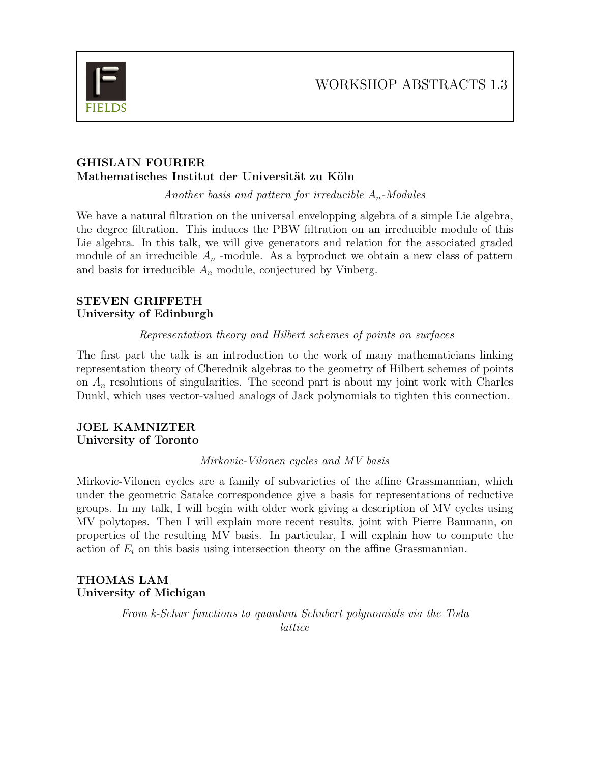**GHISLAIN FOURIER**
**Mathematisches Institut der Universität zu Köln**

*Another basis and pattern for irreducible $A_n$-Modules*

We have a natural filtration on the universal envelopping algebra of a simple Lie algebra, the degree filtration. This induces the PBW filtration on an irreducible module of this Lie algebra. In this talk, we will give generators and relation for the associated graded module of an irreducible $A_n$ -module. As a byproduct we obtain a new class of pattern and basis for irreducible $A_n$ module, conjectured by Vinberg.

**STEVEN GRIFFETH**
**University of Edinburgh**

*Representation theory and Hilbert schemes of points on surfaces*

The first part the talk is an introduction to the work of many mathematicians linking representation theory of Cherednik algebras to the geometry of Hilbert schemes of points on $A_n$ resolutions of singularities. The second part is about my joint work with Charles Dunkl, which uses vector-valued analogs of Jack polynomials to tighten this connection.

**JOEL KAMNIZTER**
**University of Toronto**

*Mirkovic-Vilonen cycles and MV basis*

Mirkovic-Vilonen cycles are a family of subvarieties of the affine Grassmannian, which under the geometric Satake correspondence give a basis for representations of reductive groups. In my talk, I will begin with older work giving a description of MV cycles using MV polytopes. Then I will explain more recent results, joint with Pierre Baumann, on properties of the resulting MV basis. In particular, I will explain how to compute the action of $E_i$ on this basis using intersection theory on the affine Grassmannian.

**THOMAS LAM**
**University of Michigan**

*From k-Schur functions to quantum Schubert polynomials via the Toda lattice*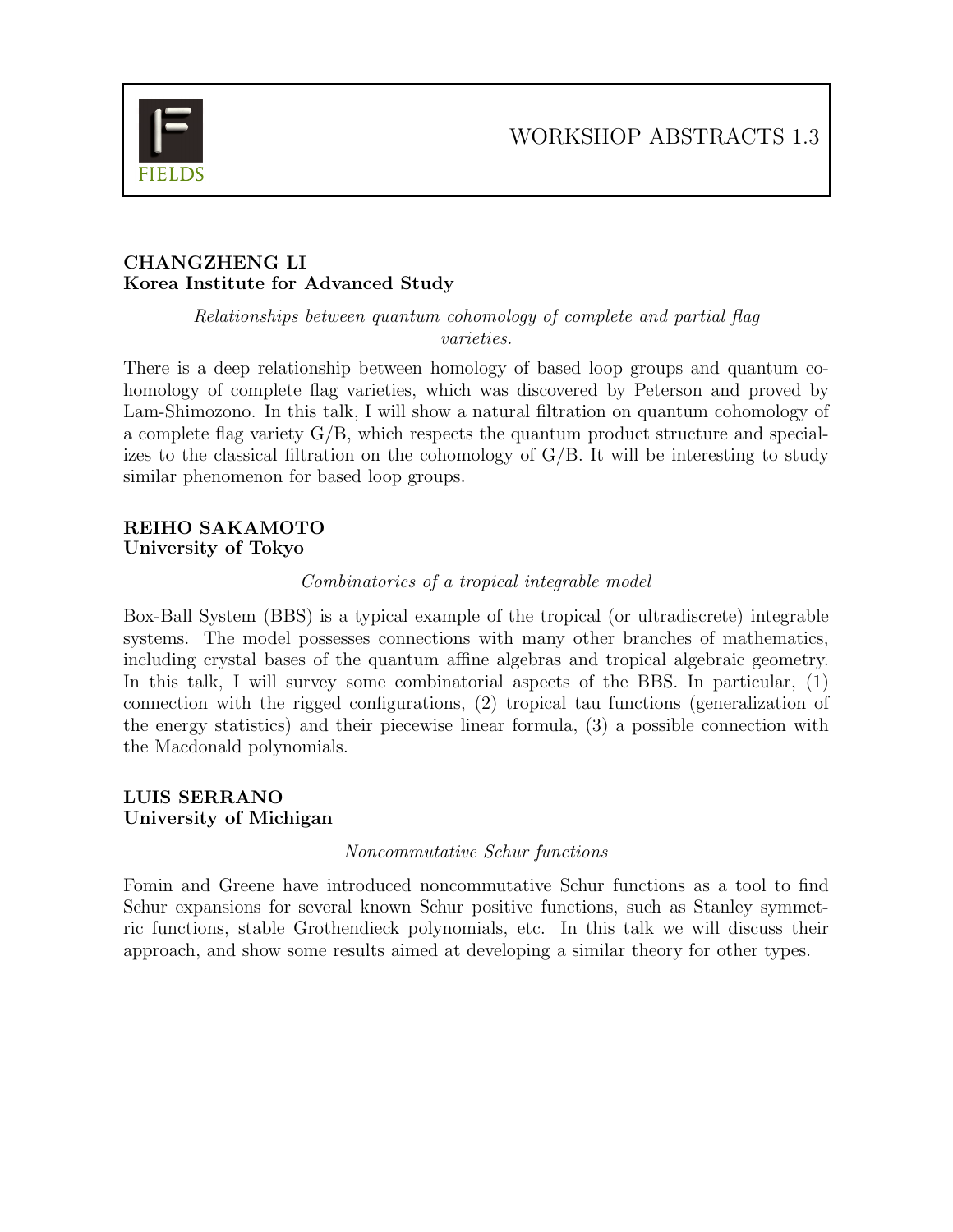**CHANGZHENG LI**
**Korea Institute for Advanced Study**

*Relationships between quantum cohomology of complete and partial flag varieties.*

There is a deep relationship between homology of based loop groups and quantum cohomology of complete flag varieties, which was discovered by Peterson and proved by Lam-Shimozono. In this talk, I will show a natural filtration on quantum cohomology of a complete flag variety G/B, which respects the quantum product structure and specializes to the classical filtration on the cohomology of G/B. It will be interesting to study similar phenomenon for based loop groups.

**REIHO SAKAMOTO**
**University of Tokyo**

*Combinatorics of a tropical integrable model*

Box-Ball System (BBS) is a typical example of the tropical (or ultradiscrete) integrable systems. The model possesses connections with many other branches of mathematics, including crystal bases of the quantum affine algebras and tropical algebraic geometry. In this talk, I will survey some combinatorial aspects of the BBS. In particular, (1) connection with the rigged configurations, (2) tropical tau functions (generalization of the energy statistics) and their piecewise linear formula, (3) a possible connection with the Macdonald polynomials.

**LUIS SERRANO**
**University of Michigan**

*Noncommutative Schur functions*

Fomin and Greene have introduced noncommutative Schur functions as a tool to find Schur expansions for several known Schur positive functions, such as Stanley symmetric functions, stable Grothendieck polynomials, etc. In this talk we will discuss their approach, and show some results aimed at developing a similar theory for other types.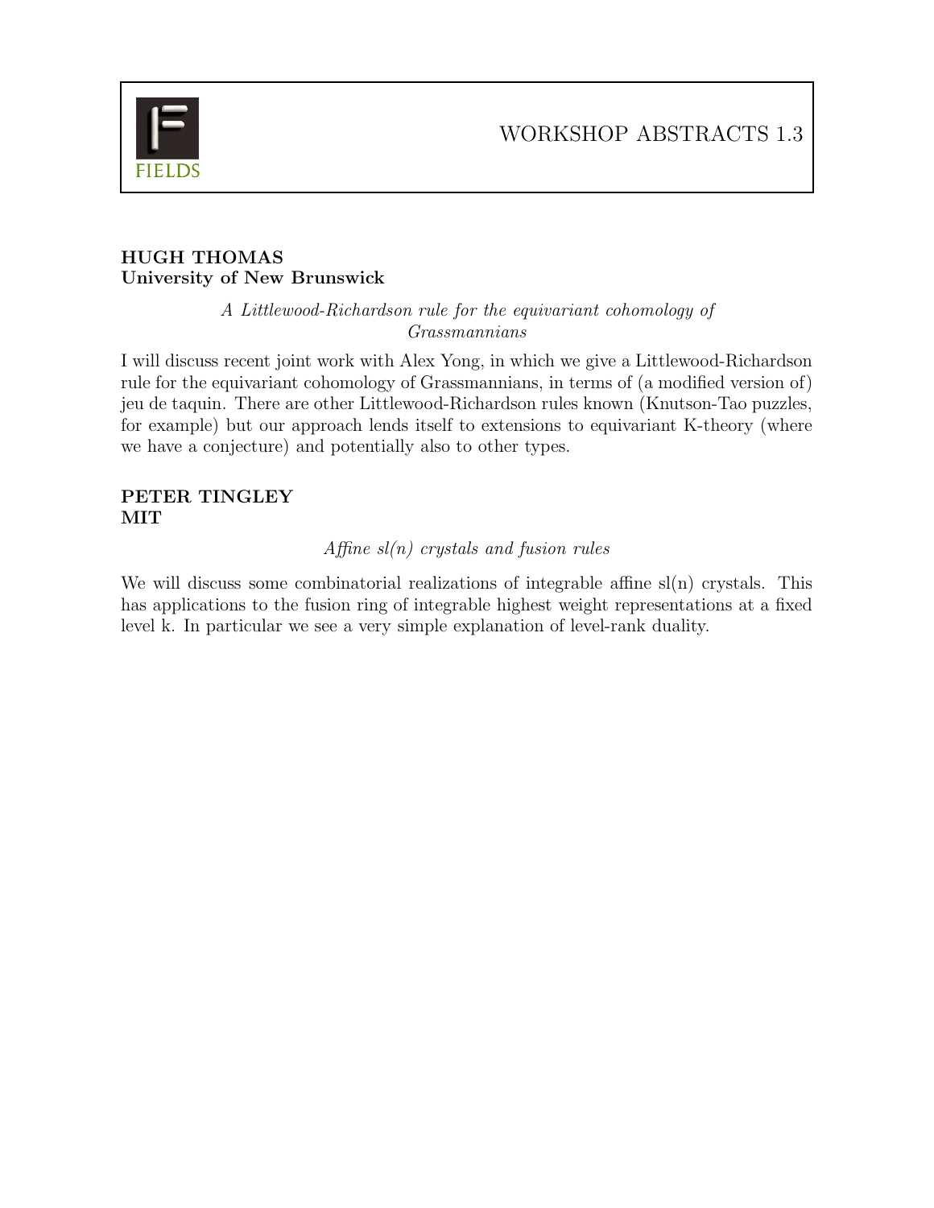**HUGH THOMAS**
**University of New Brunswick**

*A Littlewood-Richardson rule for the equivariant cohomology of Grassmannians*

I will discuss recent joint work with Alex Yong, in which we give a Littlewood-Richardson rule for the equivariant cohomology of Grassmannians, in terms of (a modified version of) jeu de taquin. There are other Littlewood-Richardson rules known (Knutson-Tao puzzles, for example) but our approach lends itself to extensions to equivariant K-theory (where we have a conjecture) and potentially also to other types.

**PETER TINGLEY**
**MIT**

*Affine sl(n) crystals and fusion rules*

We will discuss some combinatorial realizations of integrable affine sl(n) crystals. This has applications to the fusion ring of integrable highest weight representations at a fixed level k. In particular we see a very simple explanation of level-rank duality.